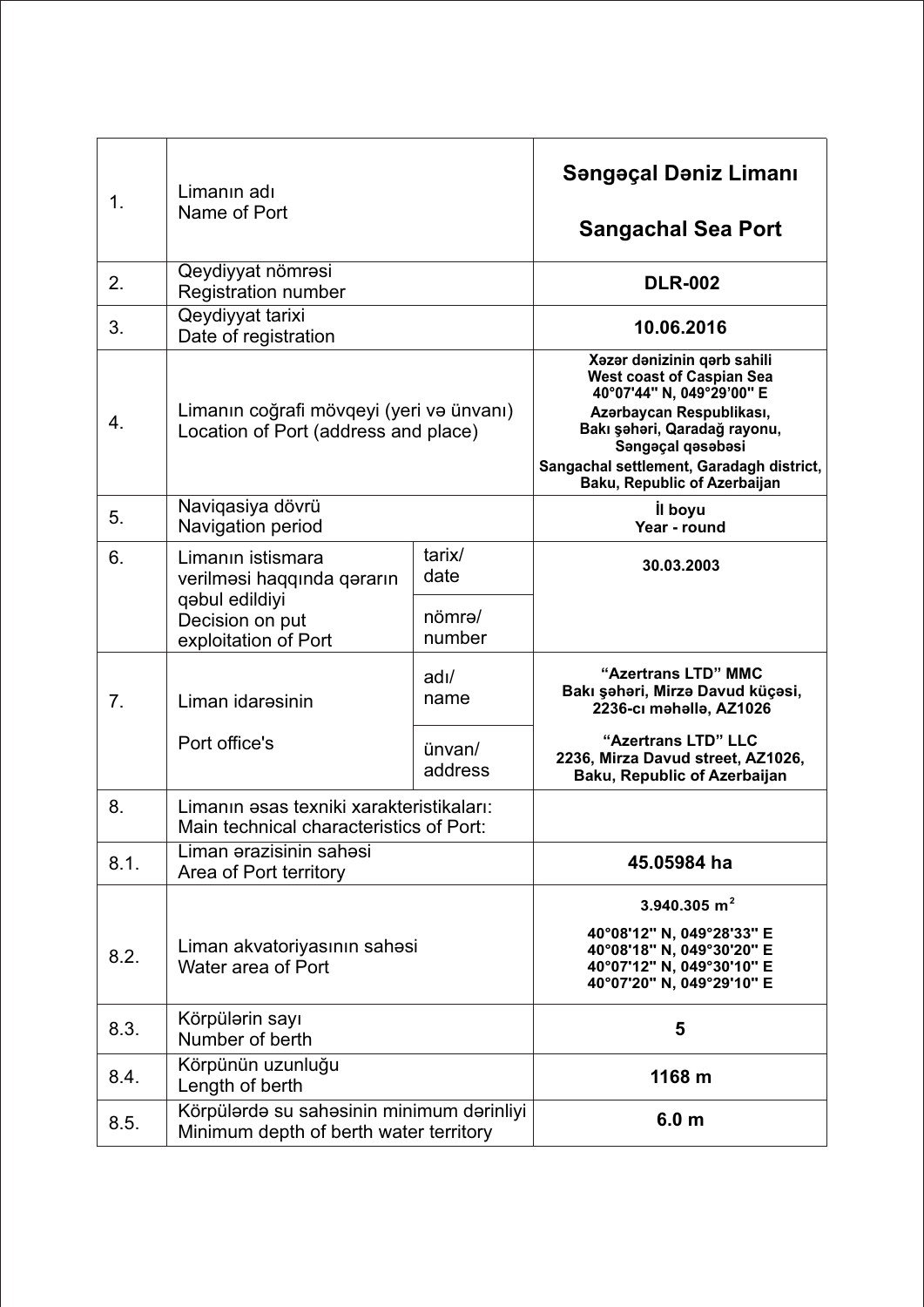| | | | |
|---|---|---|---|
| 1. | Limanın adı<br>Name of Port | | **Səngəçal Dəniz Limanı**<br><br>**Sangachal Sea Port** |
| 2. | Qeydiyyat nömrəsi<br>Registration number | | **DLR-002** |
| 3. | Qeydiyyat tarixi<br>Date of registration | | **10.06.2016** |
| 4. | Limanın coğrafi mövqeyi (yeri və ünvanı)<br>Location of Port (address and place) | | **Xəzər dənizinin qərb sahili**<br>**West coast of Caspian Sea**<br>**40°07'44'' N, 049°29'00'' E**<br>**Azərbaycan Respublikası,**<br>**Bakı şəhəri, Qaradağ rayonu,**<br>**Səngəçal qəsəbəsi**<br>**Sangachal settlement, Garadagh district,**<br>**Baku, Republic of Azerbaijan** |
| 5. | Naviqasiya dövrü<br>Navigation period | | **İl boyu**<br>**Year - round** |
| 6. | Limanın istismara verilməsi haqqında qərarın qəbul edildiyi<br>Decision on put exploitation of Port | tarix/<br>date | **30.03.2003** |
| | | nömrə/<br>number | |
| 7. | Liman idarəsinin<br><br>Port office's | adı/<br>name | **"Azertrans LTD" MMC**<br>**Bakı şəhəri, Mirzə Davud küçəsi,**<br>**2236-cı məhəllə, AZ1026** |
| | | ünvan/<br>address | **"Azertrans LTD" LLC**<br>**2236, Mirza Davud street, AZ1026,**<br>**Baku, Republic of Azerbaijan** |
| 8. | Limanın əsas texniki xarakteristikaları:<br>Main technical characteristics of Port: | | |
| 8.1. | Liman ərazisinin sahəsi<br>Area of Port territory | | **45.05984 ha** |
| 8.2. | Liman akvatoriyasının sahəsi<br>Water area of Port | | **3.940.305 m$^2$**<br><br>**40°08'12'' N, 049°28'33'' E**<br>**40°08'18'' N, 049°30'20'' E**<br>**40°07'12'' N, 049°30'10'' E**<br>**40°07'20'' N, 049°29'10'' E** |
| 8.3. | Körpülərin sayı<br>Number of berth | | **5** |
| 8.4. | Körpünün uzunluğu<br>Length of berth | | **1168 m** |
| 8.5. | Körpülərdə su sahəsinin minimum dərinliyi<br>Minimum depth of berth water territory | | **6.0 m** |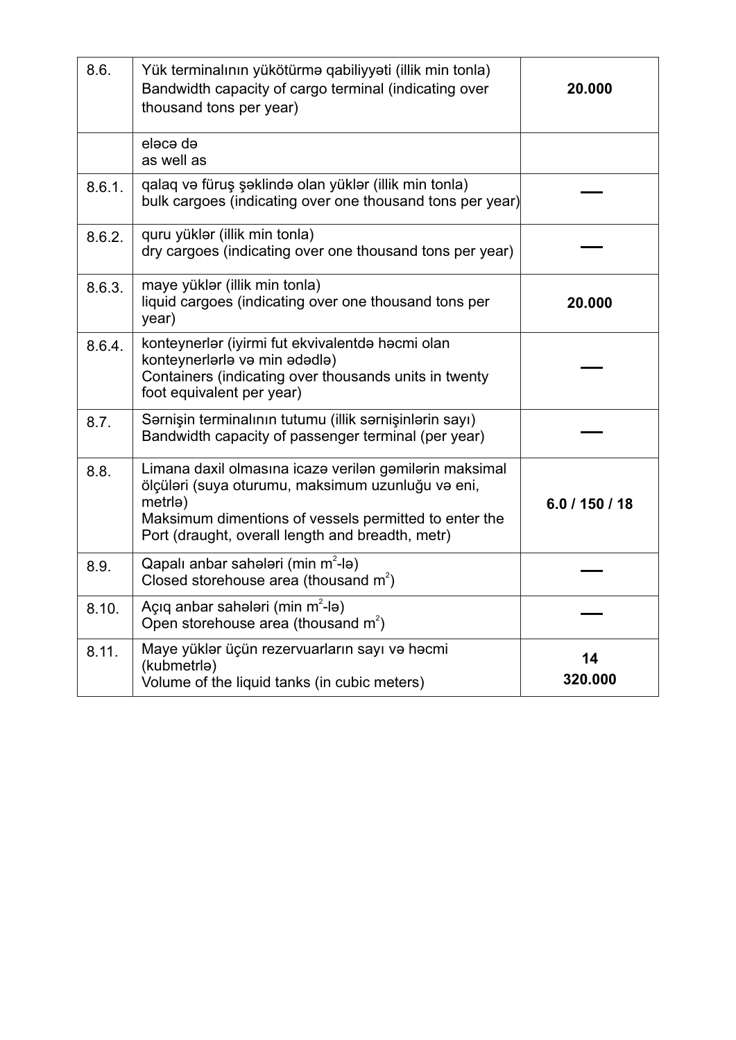| | | |
|---|---|---|
| 8.6. | Yük terminalının yükötürmə qabiliyyəti (illik min tonla)<br>Bandwidth capacity of cargo terminal (indicating over thousand tons per year) | **20.000** |
| | eləcə də<br>as well as | |
| 8.6.1. | qalaq və füruş şəklində olan yüklər (illik min tonla)<br>bulk cargoes (indicating over one thousand tons per year) | — |
| 8.6.2. | quru yüklər (illik min tonla)<br>dry cargoes (indicating over one thousand tons per year) | — |
| 8.6.3. | maye yüklər (illik min tonla)<br>liquid cargoes (indicating over one thousand tons per year) | **20.000** |
| 8.6.4. | konteynerlər (iyirmi fut ekvivalentdə həcmi olan konteynerlərlə və min ədədlə)<br>Containers (indicating over thousands units in twenty foot equivalent per year) | — |
| 8.7. | Sərnişin terminalının tutumu (illik sərnişinlərin sayı)<br>Bandwidth capacity of passenger terminal (per year) | — |
| 8.8. | Limana daxil olmasına icazə verilən gəmilərin maksimal ölçüləri (suya oturumu, maksimum uzunluğu və eni, metrlə)<br>Maksimum dimentions of vessels permitted to enter the Port (draught, overall length and breadth, metr) | **6.0 / 150 / 18** |
| 8.9. | Qapalı anbar sahələri (min $m^2$-lə)<br>Closed storehouse area (thousand $m^2$) | — |
| 8.10. | Açıq anbar sahələri (min $m^2$-lə)<br>Open storehouse area (thousand $m^2$) | — |
| 8.11. | Maye yüklər üçün rezervuarların sayı və həcmi (kubmetrlə)<br>Volume of the liquid tanks (in cubic meters) | **14**<br>**320.000** |